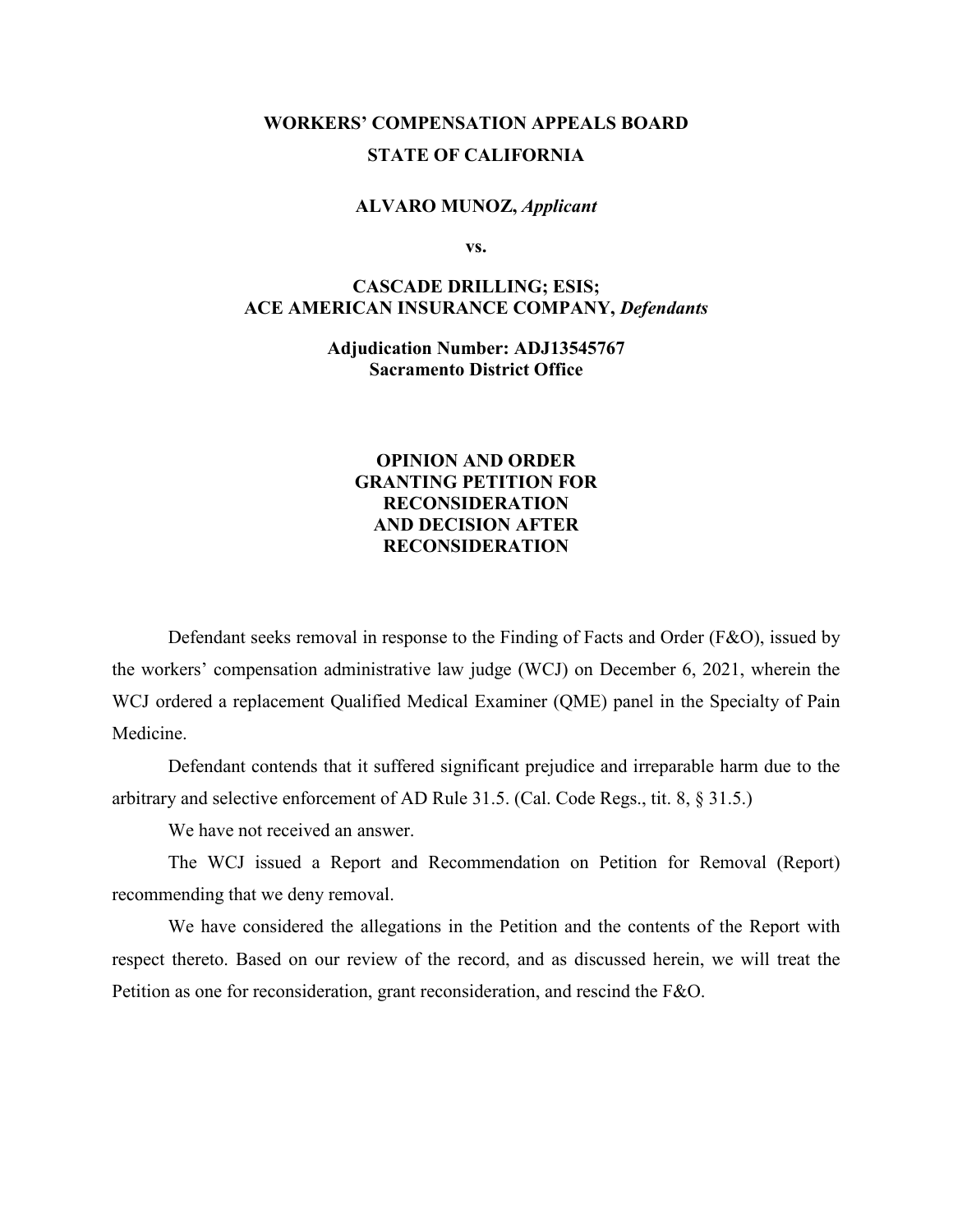**WORKERS' COMPENSATION APPEALS BOARD**

**STATE OF CALIFORNIA**

**ALVARO MUNOZ,** ***Applicant***

**vs.**

**CASCADE DRILLING; ESIS; ACE AMERICAN INSURANCE COMPANY,** ***Defendants***

**Adjudication Number: ADJ13545767**
**Sacramento District Office**

**OPINION AND ORDER GRANTING PETITION FOR RECONSIDERATION AND DECISION AFTER RECONSIDERATION**

Defendant seeks removal in response to the Finding of Facts and Order (F&O), issued by the workers' compensation administrative law judge (WCJ) on December 6, 2021, wherein the WCJ ordered a replacement Qualified Medical Examiner (QME) panel in the Specialty of Pain Medicine.

Defendant contends that it suffered significant prejudice and irreparable harm due to the arbitrary and selective enforcement of AD Rule 31.5. (Cal. Code Regs., tit. 8, § 31.5.)

We have not received an answer.

The WCJ issued a Report and Recommendation on Petition for Removal (Report) recommending that we deny removal.

We have considered the allegations in the Petition and the contents of the Report with respect thereto. Based on our review of the record, and as discussed herein, we will treat the Petition as one for reconsideration, grant reconsideration, and rescind the F&O.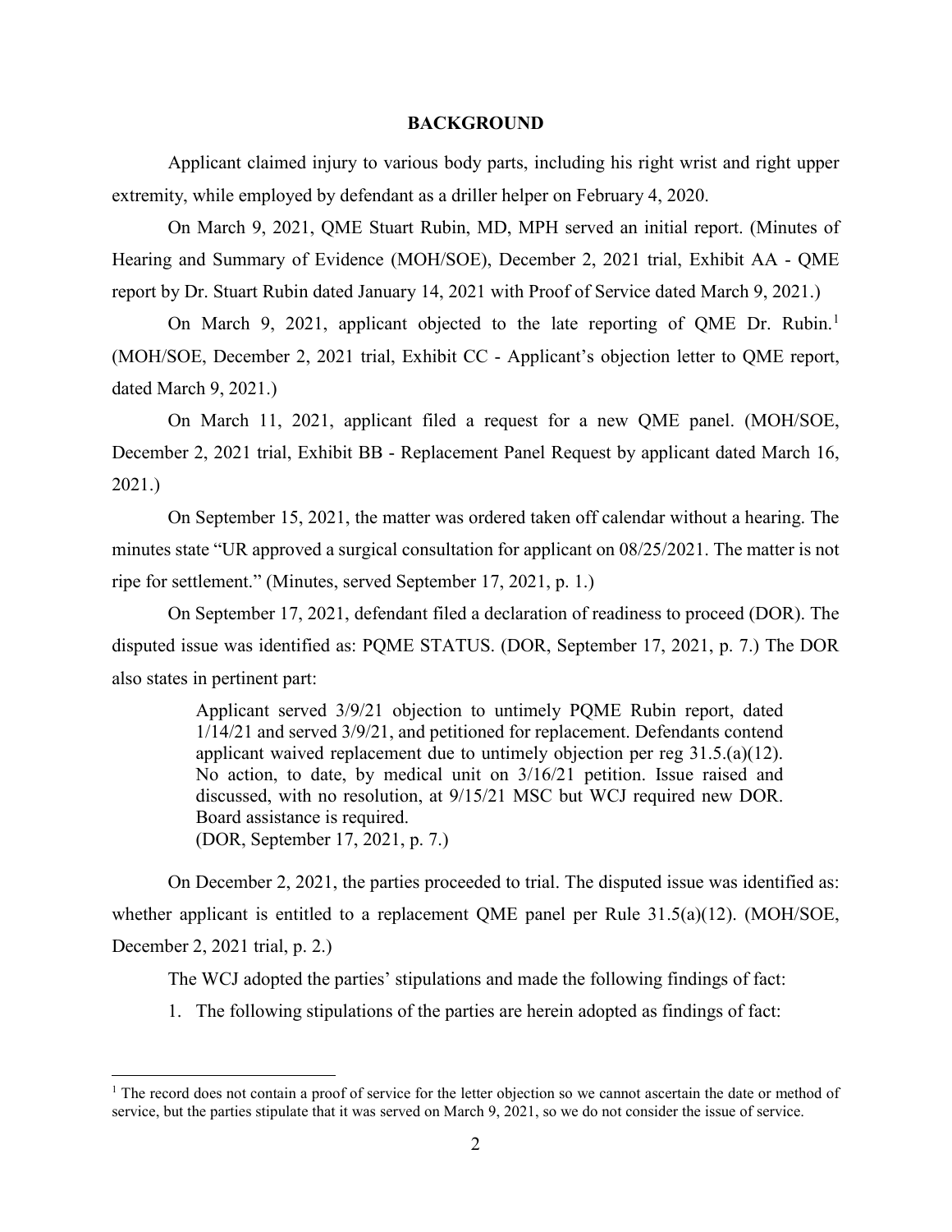## BACKGROUND

Applicant claimed injury to various body parts, including his right wrist and right upper extremity, while employed by defendant as a driller helper on February 4, 2020.

On March 9, 2021, QME Stuart Rubin, MD, MPH served an initial report. (Minutes of Hearing and Summary of Evidence (MOH/SOE), December 2, 2021 trial, Exhibit AA - QME report by Dr. Stuart Rubin dated January 14, 2021 with Proof of Service dated March 9, 2021.)

On March 9, 2021, applicant objected to the late reporting of QME Dr. Rubin.[1] (MOH/SOE, December 2, 2021 trial, Exhibit CC - Applicant's objection letter to QME report, dated March 9, 2021.)

On March 11, 2021, applicant filed a request for a new QME panel. (MOH/SOE, December 2, 2021 trial, Exhibit BB - Replacement Panel Request by applicant dated March 16, 2021.)

On September 15, 2021, the matter was ordered taken off calendar without a hearing. The minutes state "UR approved a surgical consultation for applicant on 08/25/2021. The matter is not ripe for settlement." (Minutes, served September 17, 2021, p. 1.)

On September 17, 2021, defendant filed a declaration of readiness to proceed (DOR). The disputed issue was identified as: PQME STATUS. (DOR, September 17, 2021, p. 7.) The DOR also states in pertinent part:

> Applicant served 3/9/21 objection to untimely PQME Rubin report, dated 1/14/21 and served 3/9/21, and petitioned for replacement. Defendants contend applicant waived replacement due to untimely objection per reg 31.5.(a)(12). No action, to date, by medical unit on 3/16/21 petition. Issue raised and discussed, with no resolution, at 9/15/21 MSC but WCJ required new DOR. Board assistance is required.
> (DOR, September 17, 2021, p. 7.)

On December 2, 2021, the parties proceeded to trial. The disputed issue was identified as: whether applicant is entitled to a replacement QME panel per Rule 31.5(a)(12). (MOH/SOE, December 2, 2021 trial, p. 2.)

The WCJ adopted the parties' stipulations and made the following findings of fact:

1. The following stipulations of the parties are herein adopted as findings of fact:

---

[1] The record does not contain a proof of service for the letter objection so we cannot ascertain the date or method of service, but the parties stipulate that it was served on March 9, 2021, so we do not consider the issue of service.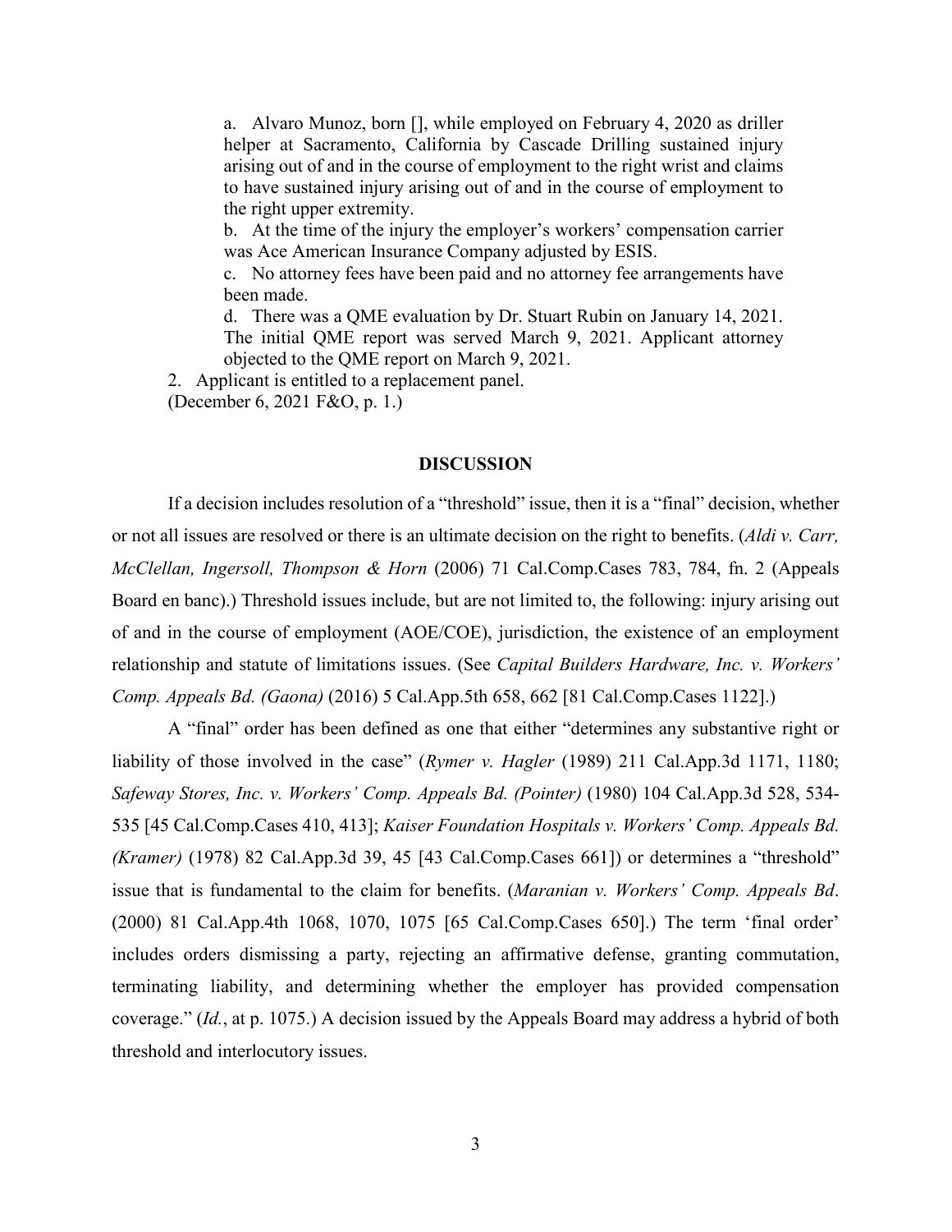a. Alvaro Munoz, born [], while employed on February 4, 2020 as driller helper at Sacramento, California by Cascade Drilling sustained injury arising out of and in the course of employment to the right wrist and claims to have sustained injury arising out of and in the course of employment to the right upper extremity.

b. At the time of the injury the employer's workers' compensation carrier was Ace American Insurance Company adjusted by ESIS.

c. No attorney fees have been paid and no attorney fee arrangements have been made.

d. There was a QME evaluation by Dr. Stuart Rubin on January 14, 2021. The initial QME report was served March 9, 2021. Applicant attorney objected to the QME report on March 9, 2021.

2. Applicant is entitled to a replacement panel.

(December 6, 2021 F&O, p. 1.)

## DISCUSSION

If a decision includes resolution of a "threshold" issue, then it is a "final" decision, whether or not all issues are resolved or there is an ultimate decision on the right to benefits. (*Aldi v. Carr, McClellan, Ingersoll, Thompson & Horn* (2006) 71 Cal.Comp.Cases 783, 784, fn. 2 (Appeals Board en banc).) Threshold issues include, but are not limited to, the following: injury arising out of and in the course of employment (AOE/COE), jurisdiction, the existence of an employment relationship and statute of limitations issues. (See *Capital Builders Hardware, Inc. v. Workers' Comp. Appeals Bd. (Gaona)* (2016) 5 Cal.App.5th 658, 662 [81 Cal.Comp.Cases 1122].)

A "final" order has been defined as one that either "determines any substantive right or liability of those involved in the case" (*Rymer v. Hagler* (1989) 211 Cal.App.3d 1171, 1180; *Safeway Stores, Inc. v. Workers' Comp. Appeals Bd. (Pointer)* (1980) 104 Cal.App.3d 528, 534-535 [45 Cal.Comp.Cases 410, 413]; *Kaiser Foundation Hospitals v. Workers' Comp. Appeals Bd. (Kramer)* (1978) 82 Cal.App.3d 39, 45 [43 Cal.Comp.Cases 661]) or determines a "threshold" issue that is fundamental to the claim for benefits. (*Maranian v. Workers' Comp. Appeals Bd*. (2000) 81 Cal.App.4th 1068, 1070, 1075 [65 Cal.Comp.Cases 650].) The term 'final order' includes orders dismissing a party, rejecting an affirmative defense, granting commutation, terminating liability, and determining whether the employer has provided compensation coverage." (*Id.*, at p. 1075.) A decision issued by the Appeals Board may address a hybrid of both threshold and interlocutory issues.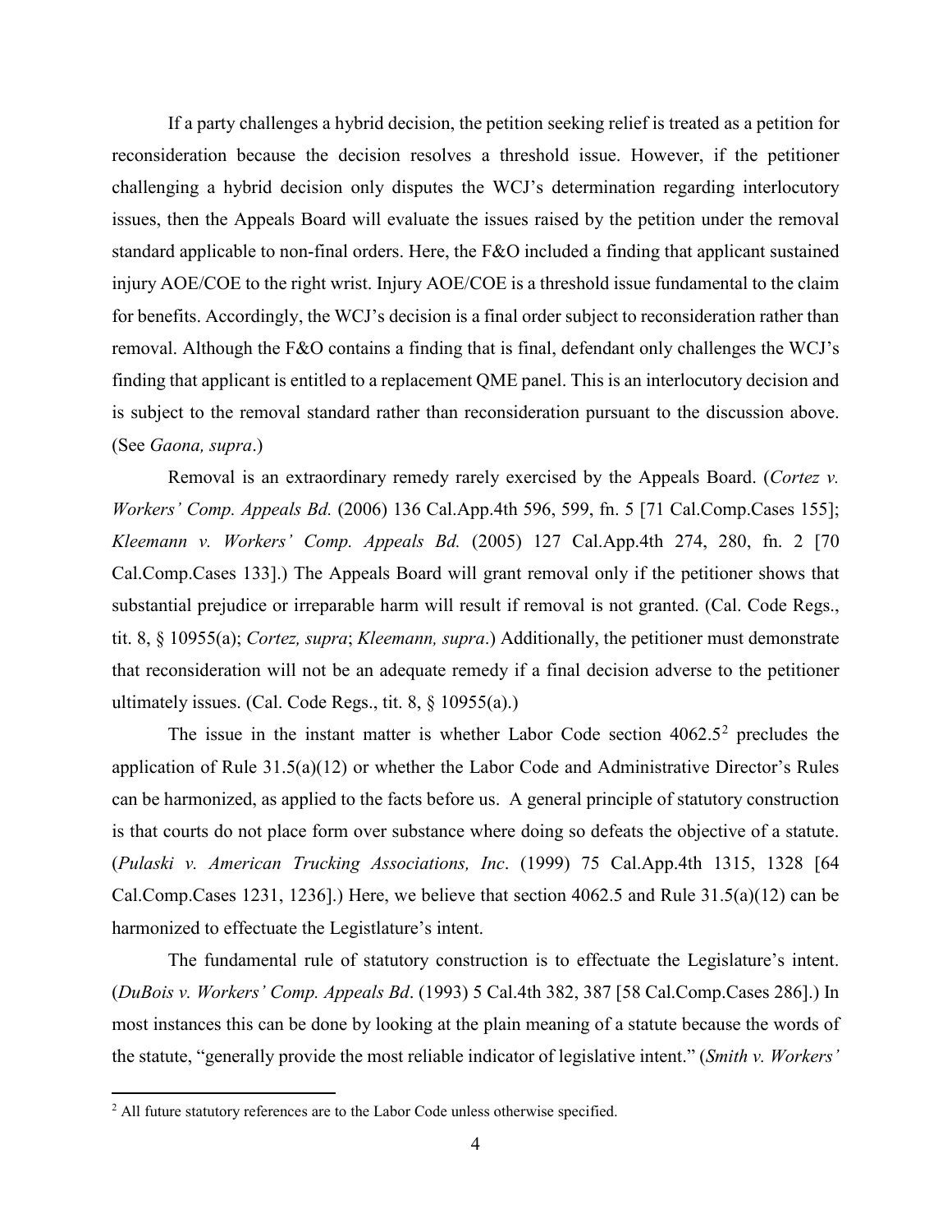If a party challenges a hybrid decision, the petition seeking relief is treated as a petition for reconsideration because the decision resolves a threshold issue. However, if the petitioner challenging a hybrid decision only disputes the WCJ's determination regarding interlocutory issues, then the Appeals Board will evaluate the issues raised by the petition under the removal standard applicable to non-final orders. Here, the F&O included a finding that applicant sustained injury AOE/COE to the right wrist. Injury AOE/COE is a threshold issue fundamental to the claim for benefits. Accordingly, the WCJ's decision is a final order subject to reconsideration rather than removal. Although the F&O contains a finding that is final, defendant only challenges the WCJ's finding that applicant is entitled to a replacement QME panel. This is an interlocutory decision and is subject to the removal standard rather than reconsideration pursuant to the discussion above. (See *Gaona, supra*.)

Removal is an extraordinary remedy rarely exercised by the Appeals Board. (*Cortez v. Workers' Comp. Appeals Bd.* (2006) 136 Cal.App.4th 596, 599, fn. 5 [71 Cal.Comp.Cases 155]; *Kleemann v. Workers' Comp. Appeals Bd.* (2005) 127 Cal.App.4th 274, 280, fn. 2 [70 Cal.Comp.Cases 133].) The Appeals Board will grant removal only if the petitioner shows that substantial prejudice or irreparable harm will result if removal is not granted. (Cal. Code Regs., tit. 8, § 10955(a); *Cortez, supra*; *Kleemann, supra*.) Additionally, the petitioner must demonstrate that reconsideration will not be an adequate remedy if a final decision adverse to the petitioner ultimately issues. (Cal. Code Regs., tit. 8, § 10955(a).)

The issue in the instant matter is whether Labor Code section 4062.5[2] precludes the application of Rule 31.5(a)(12) or whether the Labor Code and Administrative Director's Rules can be harmonized, as applied to the facts before us. A general principle of statutory construction is that courts do not place form over substance where doing so defeats the objective of a statute. (*Pulaski v. American Trucking Associations, Inc*. (1999) 75 Cal.App.4th 1315, 1328 [64 Cal.Comp.Cases 1231, 1236].) Here, we believe that section 4062.5 and Rule 31.5(a)(12) can be harmonized to effectuate the Legistlature's intent.

The fundamental rule of statutory construction is to effectuate the Legislature's intent. (*DuBois v. Workers' Comp. Appeals Bd*. (1993) 5 Cal.4th 382, 387 [58 Cal.Comp.Cases 286].) In most instances this can be done by looking at the plain meaning of a statute because the words of the statute, "generally provide the most reliable indicator of legislative intent." (*Smith v. Workers'*

---

[2] All future statutory references are to the Labor Code unless otherwise specified.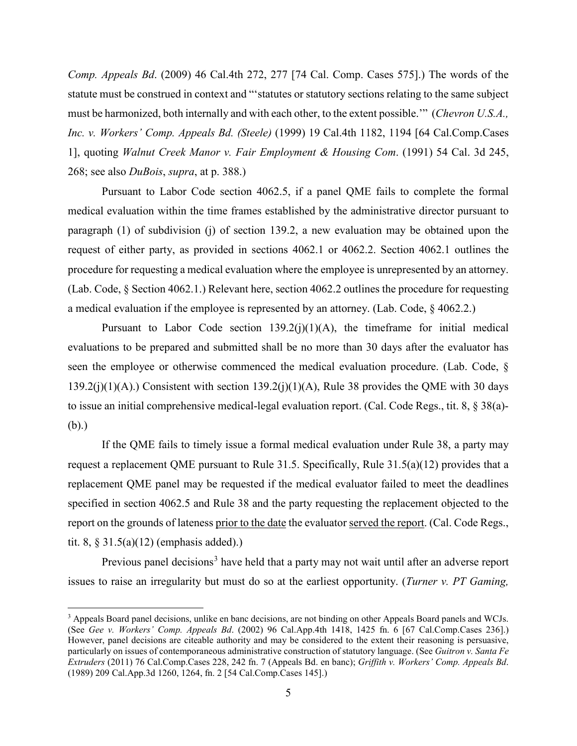*Comp. Appeals Bd*. (2009) 46 Cal.4th 272, 277 [74 Cal. Comp. Cases 575].) The words of the statute must be construed in context and "'statutes or statutory sections relating to the same subject must be harmonized, both internally and with each other, to the extent possible.'" (*Chevron U.S.A., Inc. v. Workers' Comp. Appeals Bd. (Steele)* (1999) 19 Cal.4th 1182, 1194 [64 Cal.Comp.Cases 1], quoting *Walnut Creek Manor v. Fair Employment & Housing Com*. (1991) 54 Cal. 3d 245, 268; see also *DuBois*, *supra*, at p. 388.)

Pursuant to Labor Code section 4062.5, if a panel QME fails to complete the formal medical evaluation within the time frames established by the administrative director pursuant to paragraph (1) of subdivision (j) of section 139.2, a new evaluation may be obtained upon the request of either party, as provided in sections 4062.1 or 4062.2. Section 4062.1 outlines the procedure for requesting a medical evaluation where the employee is unrepresented by an attorney. (Lab. Code, § Section 4062.1.) Relevant here, section 4062.2 outlines the procedure for requesting a medical evaluation if the employee is represented by an attorney. (Lab. Code, § 4062.2.)

Pursuant to Labor Code section 139.2(j)(1)(A), the timeframe for initial medical evaluations to be prepared and submitted shall be no more than 30 days after the evaluator has seen the employee or otherwise commenced the medical evaluation procedure. (Lab. Code, § 139.2(j)(1)(A).) Consistent with section 139.2(j)(1)(A), Rule 38 provides the QME with 30 days to issue an initial comprehensive medical-legal evaluation report. (Cal. Code Regs., tit. 8, § 38(a)-(b).)

If the QME fails to timely issue a formal medical evaluation under Rule 38, a party may request a replacement QME pursuant to Rule 31.5. Specifically, Rule 31.5(a)(12) provides that a replacement QME panel may be requested if the medical evaluator failed to meet the deadlines specified in section 4062.5 and Rule 38 and the party requesting the replacement objected to the report on the grounds of lateness <u>prior to the date</u> the evaluator <u>served the report</u>. (Cal. Code Regs., tit. 8, § 31.5(a)(12) (emphasis added).)

Previous panel decisions[3] have held that a party may not wait until after an adverse report issues to raise an irregularity but must do so at the earliest opportunity. (*Turner v. PT Gaming,*

---

[3] Appeals Board panel decisions, unlike en banc decisions, are not binding on other Appeals Board panels and WCJs. (See *Gee v. Workers' Comp. Appeals Bd*. (2002) 96 Cal.App.4th 1418, 1425 fn. 6 [67 Cal.Comp.Cases 236].) However, panel decisions are citeable authority and may be considered to the extent their reasoning is persuasive, particularly on issues of contemporaneous administrative construction of statutory language. (See *Guitron v. Santa Fe Extruders* (2011) 76 Cal.Comp.Cases 228, 242 fn. 7 (Appeals Bd. en banc); *Griffith v. Workers' Comp. Appeals Bd*. (1989) 209 Cal.App.3d 1260, 1264, fn. 2 [54 Cal.Comp.Cases 145].)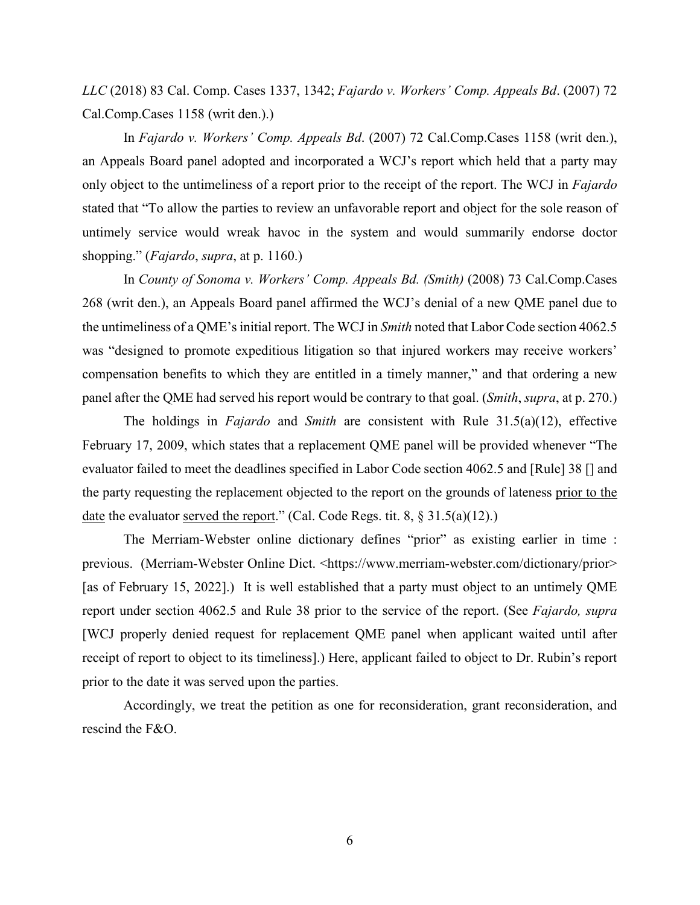*LLC* (2018) 83 Cal. Comp. Cases 1337, 1342; *Fajardo v. Workers' Comp. Appeals Bd*. (2007) 72 Cal.Comp.Cases 1158 (writ den.).)

In *Fajardo v. Workers' Comp. Appeals Bd*. (2007) 72 Cal.Comp.Cases 1158 (writ den.), an Appeals Board panel adopted and incorporated a WCJ's report which held that a party may only object to the untimeliness of a report prior to the receipt of the report. The WCJ in *Fajardo* stated that "To allow the parties to review an unfavorable report and object for the sole reason of untimely service would wreak havoc in the system and would summarily endorse doctor shopping." (*Fajardo*, *supra*, at p. 1160.)

In *County of Sonoma v. Workers' Comp. Appeals Bd. (Smith)* (2008) 73 Cal.Comp.Cases 268 (writ den.), an Appeals Board panel affirmed the WCJ's denial of a new QME panel due to the untimeliness of a QME's initial report. The WCJ in *Smith* noted that Labor Code section 4062.5 was "designed to promote expeditious litigation so that injured workers may receive workers' compensation benefits to which they are entitled in a timely manner," and that ordering a new panel after the QME had served his report would be contrary to that goal. (*Smith*, *supra*, at p. 270.)

The holdings in *Fajardo* and *Smith* are consistent with Rule 31.5(a)(12), effective February 17, 2009, which states that a replacement QME panel will be provided whenever "The evaluator failed to meet the deadlines specified in Labor Code section 4062.5 and [Rule] 38 [] and the party requesting the replacement objected to the report on the grounds of lateness <u>prior to the date</u> the evaluator <u>served the report</u>." (Cal. Code Regs. tit. 8, § 31.5(a)(12).)

The Merriam-Webster online dictionary defines "prior" as existing earlier in time : previous. (Merriam-Webster Online Dict. <https://www.merriam-webster.com/dictionary/prior> [as of February 15, 2022].) It is well established that a party must object to an untimely QME report under section 4062.5 and Rule 38 prior to the service of the report. (See *Fajardo, supra* [WCJ properly denied request for replacement QME panel when applicant waited until after receipt of report to object to its timeliness].) Here, applicant failed to object to Dr. Rubin's report prior to the date it was served upon the parties.

Accordingly, we treat the petition as one for reconsideration, grant reconsideration, and rescind the F&O.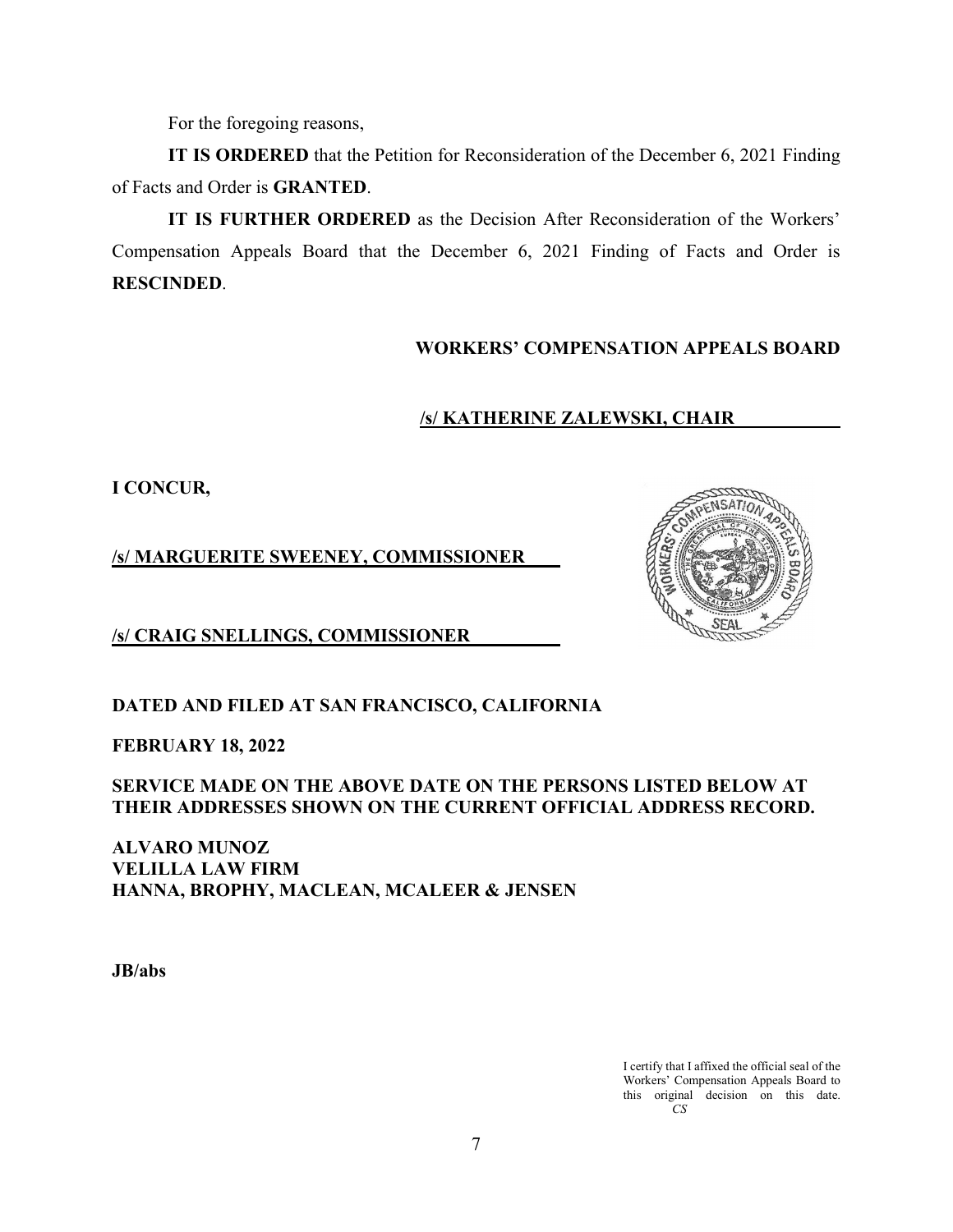For the foregoing reasons,

**IT IS ORDERED** that the Petition for Reconsideration of the December 6, 2021 Finding of Facts and Order is **GRANTED**.

**IT IS FURTHER ORDERED** as the Decision After Reconsideration of the Workers' Compensation Appeals Board that the December 6, 2021 Finding of Facts and Order is **RESCINDED**.

**WORKERS' COMPENSATION APPEALS BOARD**

**/s/ KATHERINE ZALEWSKI, CHAIR**

**I CONCUR,**

**/s/ MARGUERITE SWEENEY, COMMISSIONER**

**/s/ CRAIG SNELLINGS, COMMISSIONER**

**DATED AND FILED AT SAN FRANCISCO, CALIFORNIA**

**FEBRUARY 18, 2022**

**SERVICE MADE ON THE ABOVE DATE ON THE PERSONS LISTED BELOW AT THEIR ADDRESSES SHOWN ON THE CURRENT OFFICIAL ADDRESS RECORD.**

**ALVARO MUNOZ**
**VELILLA LAW FIRM**
**HANNA, BROPHY, MACLEAN, MCALEER & JENSEN**

**JB/abs**

I certify that I affixed the official seal of the Workers' Compensation Appeals Board to this original decision on this date.
*CS*